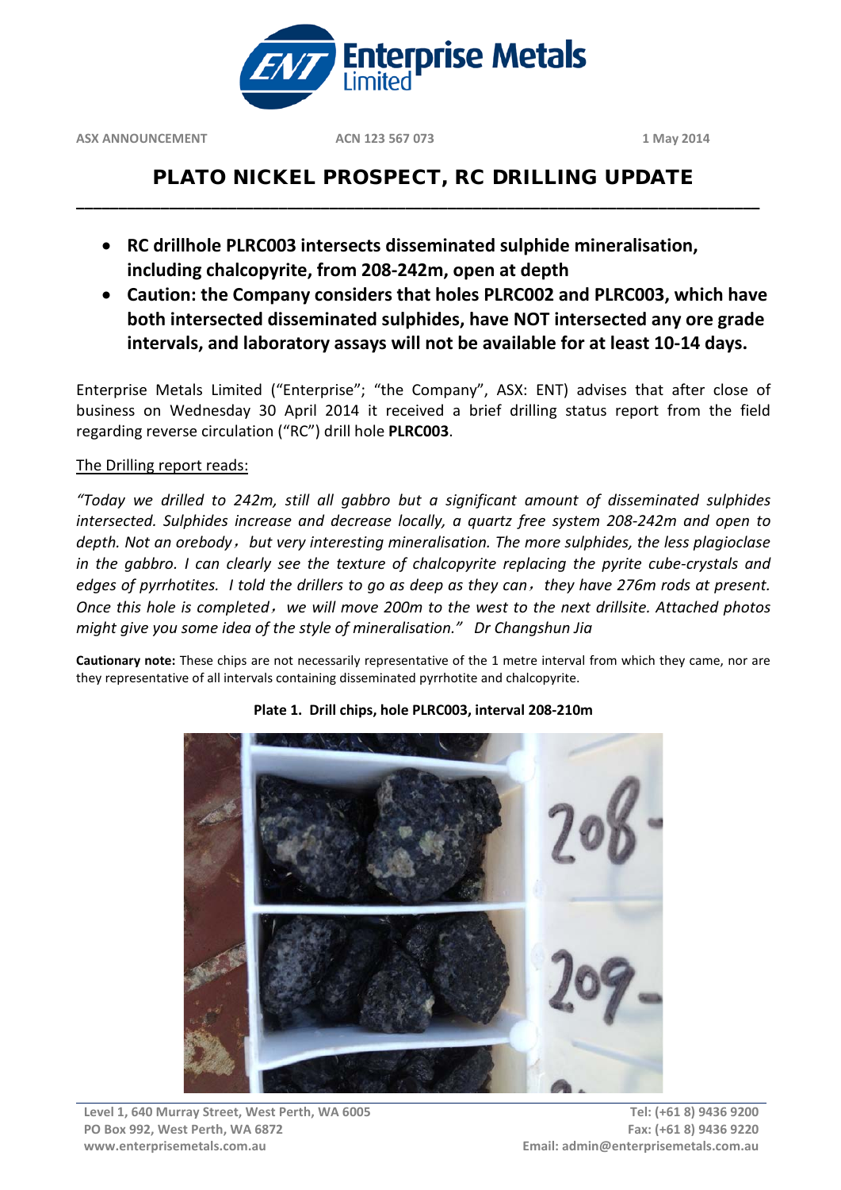ASX ANNOUNCEMENT　　ACN 123 567 073　　1 May 2014

# PLATO NICKEL PROSPECT, RC DRILLING UPDATE

- **RC drillhole PLRC003 intersects disseminated sulphide mineralisation, including chalcopyrite, from 208-242m, open at depth**
- **Caution: the Company considers that holes PLRC002 and PLRC003, which have both intersected disseminated sulphides, have NOT intersected any ore grade intervals, and laboratory assays will not be available for at least 10-14 days.**

Enterprise Metals Limited ("Enterprise"; "the Company", ASX: ENT) advises that after close of business on Wednesday 30 April 2014 it received a brief drilling status report from the field regarding reverse circulation ("RC") drill hole **PLRC003**.

The Drilling report reads:

*"Today we drilled to 242m, still all gabbro but a significant amount of disseminated sulphides intersected. Sulphides increase and decrease locally, a quartz free system 208-242m and open to depth. Not an orebody，but very interesting mineralisation. The more sulphides, the less plagioclase in the gabbro. I can clearly see the texture of chalcopyrite replacing the pyrite cube-crystals and edges of pyrrhotites. I told the drillers to go as deep as they can，they have 276m rods at present. Once this hole is completed，we will move 200m to the west to the next drillsite. Attached photos might give you some idea of the style of mineralisation." Dr Changshun Jia*

**Cautionary note:** These chips are not necessarily representative of the 1 metre interval from which they came, nor are they representative of all intervals containing disseminated pyrrhotite and chalcopyrite.

**Plate 1. Drill chips, hole PLRC003, interval 208-210m**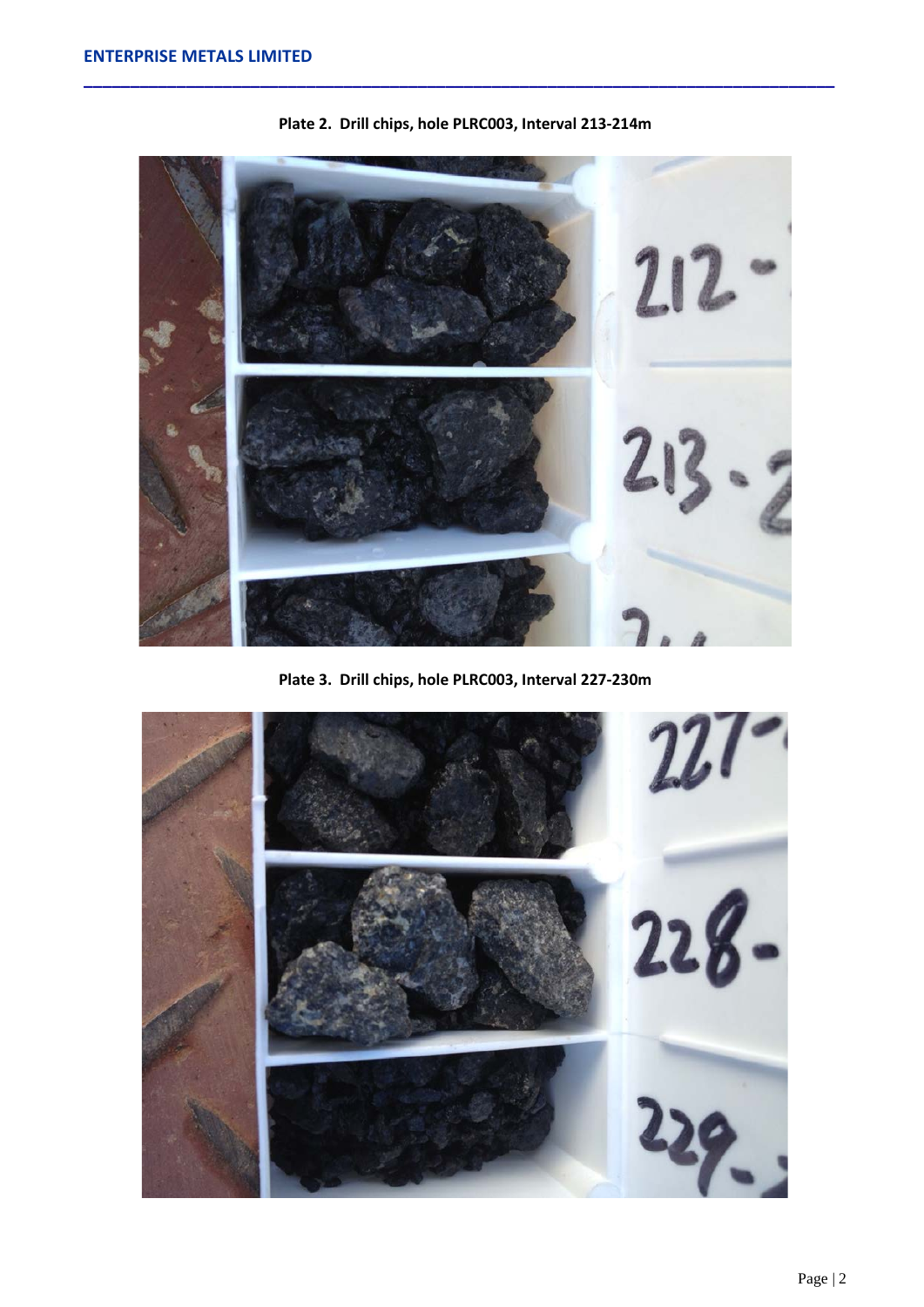Plate 2. Drill chips, hole PLRC003, Interval 213-214m

Plate 3. Drill chips, hole PLRC003, Interval 227-230m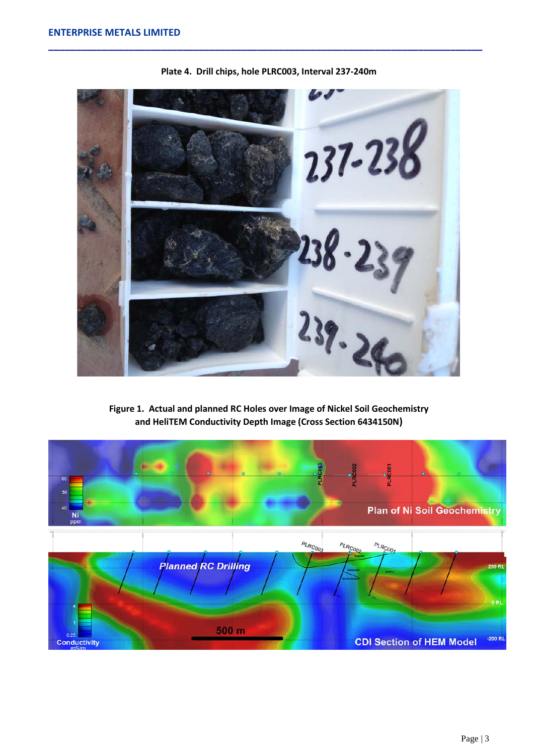**Plate 4. Drill chips, hole PLRC003, Interval 237-240m**

**Figure 1. Actual and planned RC Holes over Image of Nickel Soil Geochemistry and HeliTEM Conductivity Depth Image (Cross Section 6434150N)**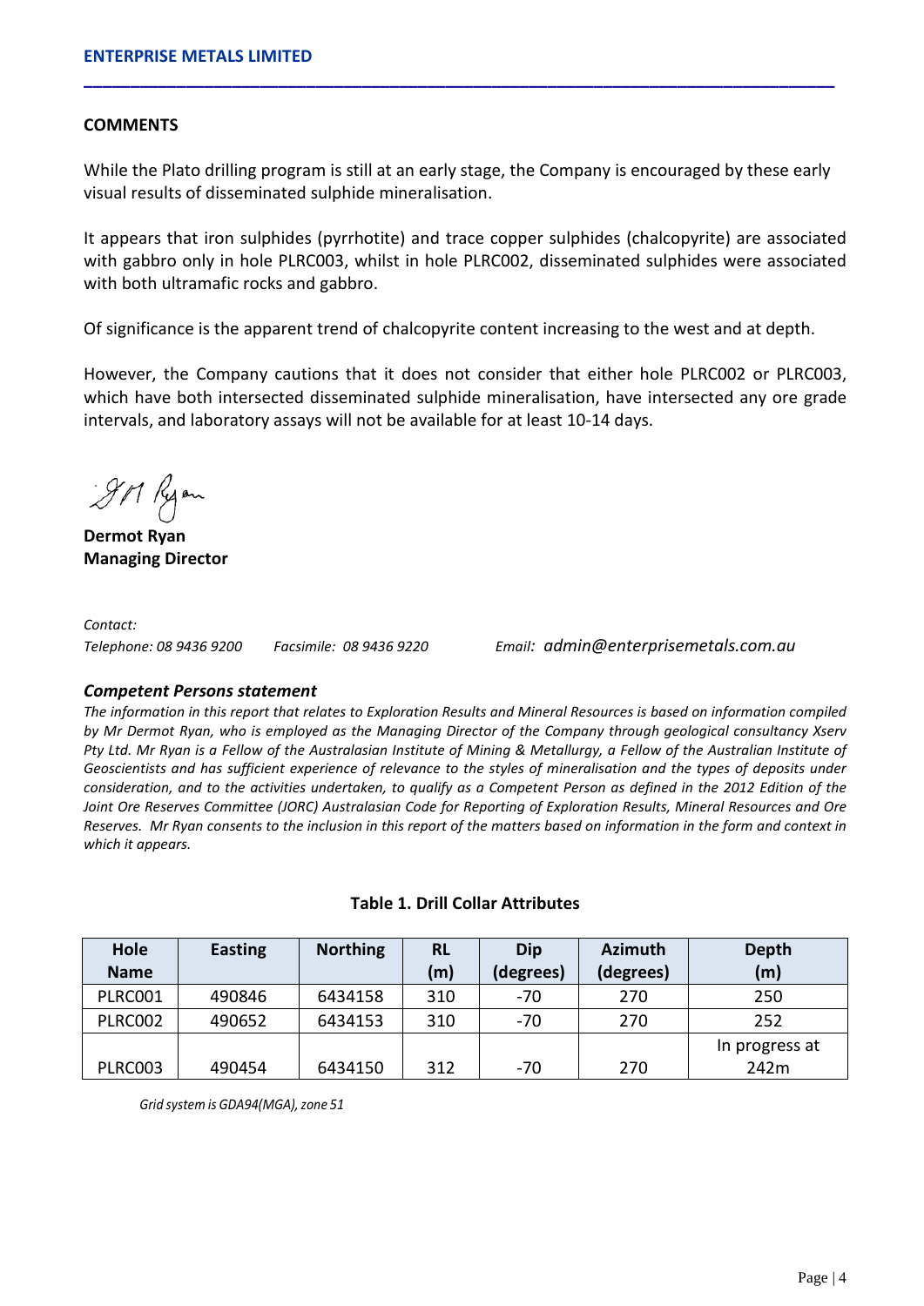## COMMENTS

While the Plato drilling program is still at an early stage, the Company is encouraged by these early visual results of disseminated sulphide mineralisation.

It appears that iron sulphides (pyrrhotite) and trace copper sulphides (chalcopyrite) are associated with gabbro only in hole PLRC003, whilst in hole PLRC002, disseminated sulphides were associated with both ultramafic rocks and gabbro.

Of significance is the apparent trend of chalcopyrite content increasing to the west and at depth.

However, the Company cautions that it does not consider that either hole PLRC002 or PLRC003, which have both intersected disseminated sulphide mineralisation, have intersected any ore grade intervals, and laboratory assays will not be available for at least 10-14 days.

**Dermot Ryan**
**Managing Director**

*Contact:*
*Telephone: 08 9436 9200* *Facsimile: 08 9436 9220* *Email: admin@enterprisemetals.com.au*

### *Competent Persons statement*

*The information in this report that relates to Exploration Results and Mineral Resources is based on information compiled by Mr Dermot Ryan, who is employed as the Managing Director of the Company through geological consultancy Xserv Pty Ltd. Mr Ryan is a Fellow of the Australasian Institute of Mining & Metallurgy, a Fellow of the Australian Institute of Geoscientists and has sufficient experience of relevance to the styles of mineralisation and the types of deposits under consideration, and to the activities undertaken, to qualify as a Competent Person as defined in the 2012 Edition of the Joint Ore Reserves Committee (JORC) Australasian Code for Reporting of Exploration Results, Mineral Resources and Ore Reserves. Mr Ryan consents to the inclusion in this report of the matters based on information in the form and context in which it appears.*

**Table 1. Drill Collar Attributes**

| Hole Name | Easting | Northing | RL (m) | Dip (degrees) | Azimuth (degrees) | Depth (m) |
|---|---|---|---|---|---|---|
| PLRC001 | 490846 | 6434158 | 310 | -70 | 270 | 250 |
| PLRC002 | 490652 | 6434153 | 310 | -70 | 270 | 252 |
| PLRC003 | 490454 | 6434150 | 312 | -70 | 270 | In progress at 242m |

*Grid system is GDA94(MGA), zone 51*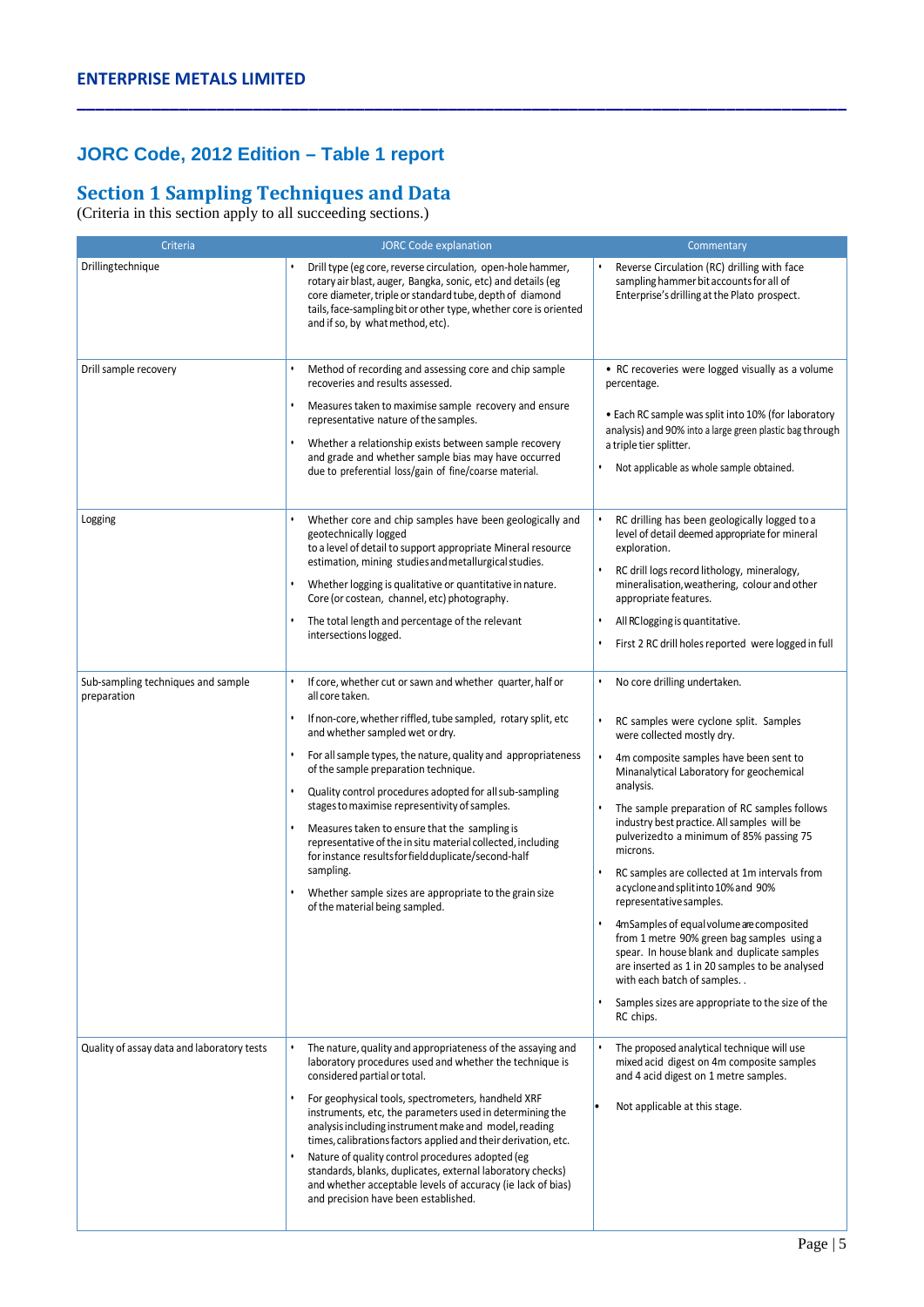# JORC Code, 2012 Edition – Table 1 report

## Section 1 Sampling Techniques and Data

(Criteria in this section apply to all succeeding sections.)

| Criteria | JORC Code explanation | Commentary |
|---|---|---|
| Drillingtechnique | • Drill type (eg core, reverse circulation, open-hole hammer, rotary air blast, auger, Bangka, sonic, etc) and details (eg core diameter, triple or standard tube, depth of diamond tails, face-sampling bit or other type, whether core is oriented and if so, by what method, etc). | • Reverse Circulation (RC) drilling with face sampling hammer bit accounts for all of Enterprise's drilling at the Plato prospect. |
| Drill sample recovery | • Method of recording and assessing core and chip sample recoveries and results assessed.<br>• Measures taken to maximise sample recovery and ensure representative nature of the samples.<br>• Whether a relationship exists between sample recovery and grade and whether sample bias may have occurred due to preferential loss/gain of fine/coarse material. | • RC recoveries were logged visually as a volume percentage.<br>• Each RC sample was split into 10% (for laboratory analysis) and 90% into a large green plastic bag through a triple tier splitter.<br>• Not applicable as whole sample obtained. |
| Logging | • Whether core and chip samples have been geologically and geotechnically logged to a level of detail to support appropriate Mineral resource estimation, mining studies and metallurgical studies.<br>• Whether logging is qualitative or quantitative in nature. Core (or costean, channel, etc) photography.<br>• The total length and percentage of the relevant intersections logged. | • RC drilling has been geologically logged to a level of detail deemed appropriate for mineral exploration.<br>• RC drill logs record lithology, mineralogy, mineralisation, weathering, colour and other appropriate features.<br>• All RClogging is quantitative.<br>• First 2 RC drill holes reported were logged in full |
| Sub-sampling techniques and sample preparation | • If core, whether cut or sawn and whether quarter, half or all core taken.<br>• If non-core, whether riffled, tube sampled, rotary split, etc and whether sampled wet or dry.<br>• For all sample types, the nature, quality and appropriateness of the sample preparation technique.<br>• Quality control procedures adopted for all sub-sampling stages to maximise representivity of samples.<br>• Measures taken to ensure that the sampling is representative of the in situ material collected, including for instance results for field duplicate/second-half sampling.<br>• Whether sample sizes are appropriate to the grain size of the material being sampled. | • No core drilling undertaken.<br>• RC samples were cyclone split. Samples were collected mostly dry.<br>• 4m composite samples have been sent to Minanalytical Laboratory for geochemical analysis.<br>• The sample preparation of RC samples follows industry best practice. All samples will be pulverizedto a minimum of 85% passing 75 microns.<br>• RC samples are collected at 1m intervals from a cyclone and split into 10% and 90% representative samples.<br>• 4mSamples of equal volume are composited from 1 metre 90% green bag samples using a spear. In house blank and duplicate samples are inserted as 1 in 20 samples to be analysed with each batch of samples. .<br>• Samples sizes are appropriate to the size of the RC chips. |
| Quality of assay data and laboratory tests | • The nature, quality and appropriateness of the assaying and laboratory procedures used and whether the technique is considered partial or total.<br>• For geophysical tools, spectrometers, handheld XRF instruments, etc, the parameters used in determining the analysis including instrument make and model, reading times, calibrations factors applied and their derivation, etc.<br>• Nature of quality control procedures adopted (eg standards, blanks, duplicates, external laboratory checks) and whether acceptable levels of accuracy (ie lack of bias) and precision have been established. | • The proposed analytical technique will use mixed acid digest on 4m composite samples and 4 acid digest on 1 metre samples.<br>• Not applicable at this stage. |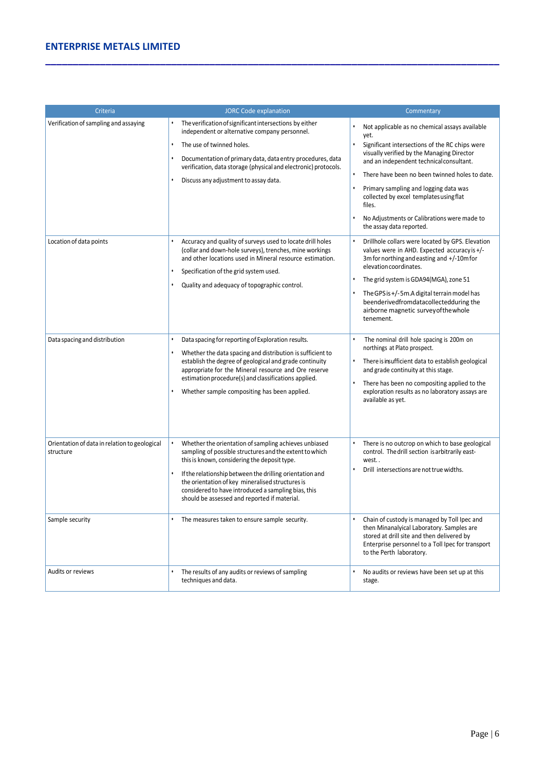| Criteria | JORC Code explanation | Commentary |
|---|---|---|
| Verification of sampling and assaying | • The verification of significant intersections by either independent or alternative company personnel.<br>• The use of twinned holes.<br>• Documentation of primary data, data entry procedures, data verification, data storage (physical and electronic) protocols.<br>• Discuss any adjustment to assay data. | • Not applicable as no chemical assays available yet.<br>• Significant intersections of the RC chips were visually verified by the Managing Director and an independent technical consultant.<br>• There have been no been twinned holes to date.<br>• Primary sampling and logging data was collected by excel templates using flat files.<br>• No Adjustments or Calibrations were made to the assay data reported. |
| Location of data points | • Accuracy and quality of surveys used to locate drill holes (collar and down-hole surveys), trenches, mine workings and other locations used in Mineral resource estimation.<br>• Specification of the grid system used.<br>• Quality and adequacy of topographic control. | • Drillhole collars were located by GPS. Elevation values were in AHD. Expected accuracy is +/- 3m for northing and easting and +/-10m for elevation coordinates.<br>• The grid system is GDA94(MGA), zone 51<br>• The GPS is +/-5m.A digital terrain model has beenderivedfromdatacollectedduring the airborne magnetic survey of the whole tenement. |
| Data spacing and distribution | • Data spacing for reporting of Exploration results.<br>• Whether the data spacing and distribution is sufficient to establish the degree of geological and grade continuity appropriate for the Mineral resource and Ore reserve estimation procedure(s) and classifications applied.<br>• Whether sample compositing has been applied. | • The nominal drill hole spacing is 200m on northings at Plato prospect.<br>• There is insufficient data to establish geological and grade continuity at this stage.<br>• There has been no compositing applied to the exploration results as no laboratory assays are available as yet. |
| Orientation of data in relation to geological structure | • Whether the orientation of sampling achieves unbiased sampling of possible structures and the extent to which this is known, considering the deposit type.<br>• If the relationship between the drilling orientation and the orientation of key mineralised structures is considered to have introduced a sampling bias, this should be assessed and reported if material. | • There is no outcrop on which to base geological control. The drill section is arbitrarily east-west. .<br>• Drill intersections are not true widths. |
| Sample security | • The measures taken to ensure sample security. | • Chain of custody is managed by Toll Ipec and then Minanalyical Laboratory. Samples are stored at drill site and then delivered by Enterprise personnel to a Toll Ipec for transport to the Perth laboratory. |
| Audits or reviews | • The results of any audits or reviews of sampling techniques and data. | • No audits or reviews have been set up at this stage. |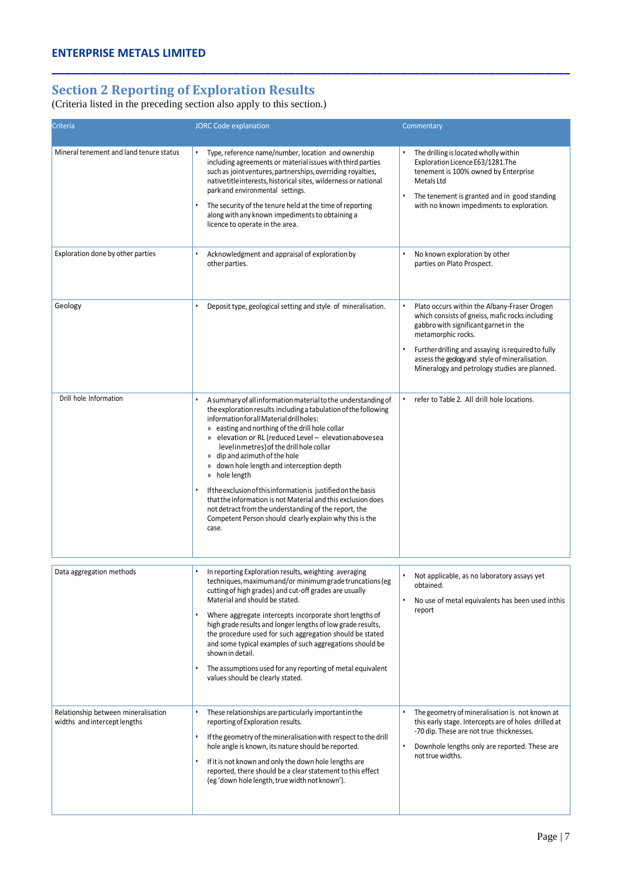## Section 2 Reporting of Exploration Results

(Criteria listed in the preceding section also apply to this section.)

| Criteria | JORC Code explanation | Commentary |
|---|---|---|
| Mineral tenement and land tenure status | • Type, reference name/number, location and ownership including agreements or material issues with third parties such as joint ventures, partnerships, overriding royalties, native title interests, historical sites, wilderness or national park and environmental settings.<br>• The security of the tenure held at the time of reporting along with any known impediments to obtaining a licence to operate in the area. | • The drilling is located wholly within Exploration Licence E63/1281.The tenement is 100% owned by Enterprise Metals Ltd<br>• The tenement is granted and in good standing with no known impediments to exploration. |
| Exploration done by other parties | • Acknowledgment and appraisal of exploration by other parties. | • No known exploration by other parties on Plato Prospect. |
| Geology | • Deposit type, geological setting and style of mineralisation. | • Plato occurs within the Albany-Fraser Orogen which consists of gneiss, mafic rocks including gabbro with significant garnet in the metamorphic rocks.<br>• Further drilling and assaying is required to fully assess the geology and style of mineralisation. Mineralogy and petrology studies are planned. |
| Drill hole Information | • A summary of all information material to the understanding of the exploration results including a tabulation of the following information for all Material drill holes:<br>» easting and northing of the drill hole collar<br>» elevation or RL (reduced Level – elevation above sea level in metres) of the drill hole collar<br>» dip and azimuth of the hole<br>» down hole length and interception depth<br>» hole length<br>• If the exclusion of this information is justified on the basis that the information is not Material and this exclusion does not detract from the understanding of the report, the Competent Person should clearly explain why this is the case. | • refer to Table 2. All drill hole locations. |
| Data aggregation methods | • In reporting Exploration results, weighting averaging techniques, maximum and/or minimum grade truncations (eg cutting of high grades) and cut-off grades are usually Material and should be stated.<br>• Where aggregate intercepts incorporate short lengths of high grade results and longer lengths of low grade results, the procedure used for such aggregation should be stated and some typical examples of such aggregations should be shown in detail.<br>• The assumptions used for any reporting of metal equivalent values should be clearly stated. | • Not applicable, as no laboratory assays yet obtained.<br>• No use of metal equivalents has been used inthis report |
| Relationship between mineralisation widths and intercept lengths | • These relationships are particularly important in the reporting of Exploration results.<br>• If the geometry of the mineralisation with respect to the drill hole angle is known, its nature should be reported.<br>• If it is not known and only the down hole lengths are reported, there should be a clear statement to this effect (eg 'down hole length, true width not known'). | • The geometry of mineralisation is not known at this early stage. Intercepts are of holes drilled at -70 dip. These are not true thicknesses.<br>• Downhole lengths only are reported. These are not true widths. |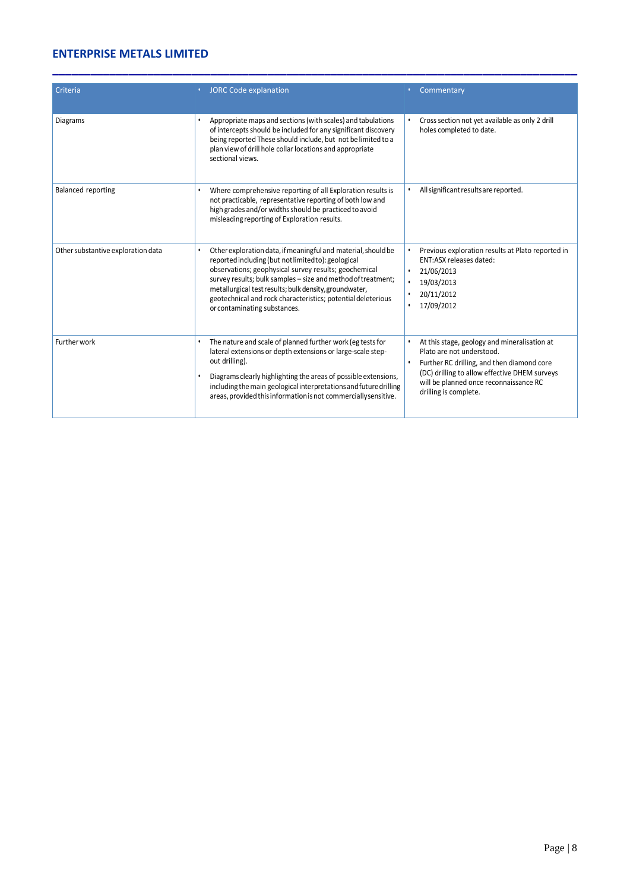| Criteria | JORC Code explanation | Commentary |
|---|---|---|
| Diagrams | Appropriate maps and sections (with scales) and tabulations of intercepts should be included for any significant discovery being reported These should include, but not be limited to a plan view of drill hole collar locations and appropriate sectional views. | Cross section not yet available as only 2 drill holes completed to date. |
| Balanced reporting | Where comprehensive reporting of all Exploration results is not practicable, representative reporting of both low and high grades and/or widths should be practiced to avoid misleading reporting of Exploration results. | All significant results are reported. |
| Other substantive exploration data | Other exploration data, if meaningful and material, should be reported including (but not limited to): geological observations; geophysical survey results; geochemical survey results; bulk samples – size and method of treatment; metallurgical test results; bulk density, groundwater, geotechnical and rock characteristics; potential deleterious or contaminating substances. | Previous exploration results at Plato reported in ENT:ASX releases dated: <br>• 21/06/2013 <br>• 19/03/2013 <br>• 20/11/2012 <br>• 17/09/2012 |
| Further work | • The nature and scale of planned further work (eg tests for lateral extensions or depth extensions or large-scale step-out drilling). <br>• Diagrams clearly highlighting the areas of possible extensions, including the main geological interpretations and future drilling areas, provided this information is not commercially sensitive. | • At this stage, geology and mineralisation at Plato are not understood. <br>• Further RC drilling, and then diamond core (DC) drilling to allow effective DHEM surveys will be planned once reconnaissance RC drilling is complete. |